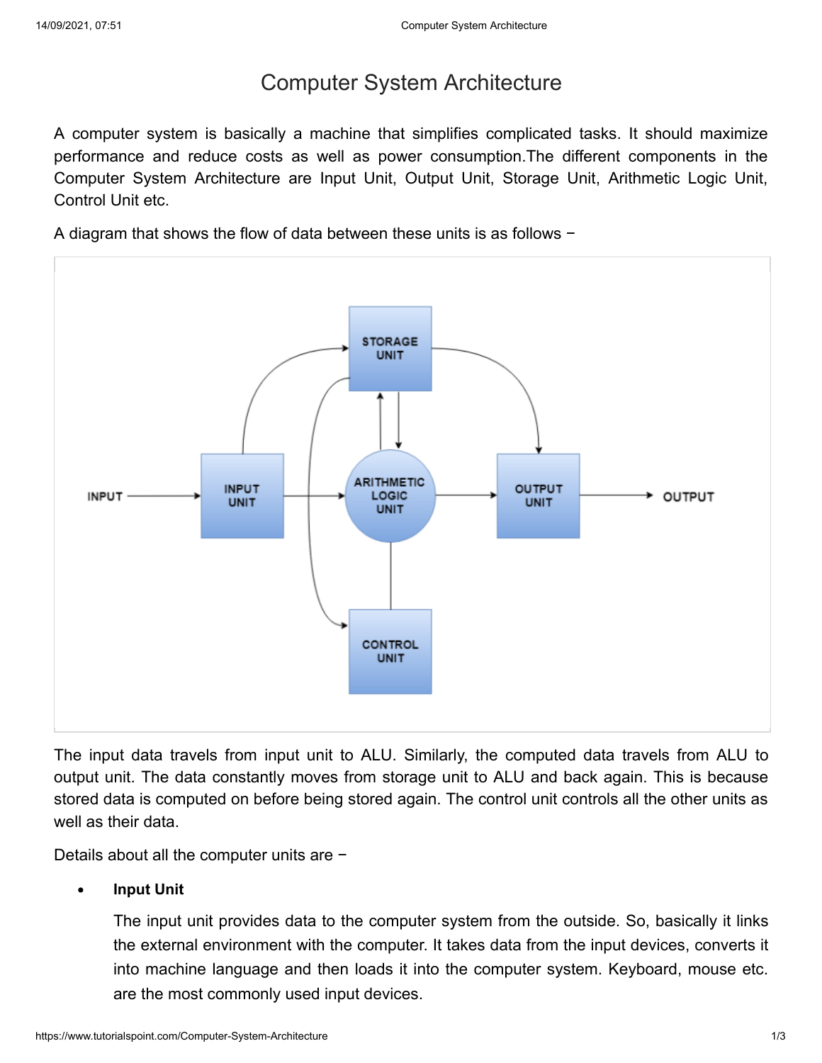# Computer System Architecture

A computer system is basically a machine that simplifies complicated tasks. It should maximize performance and reduce costs as well as power consumption.The different components in the Computer System Architecture are Input Unit, Output Unit, Storage Unit, Arithmetic Logic Unit, Control Unit etc.

A diagram that shows the flow of data between these units is as follows −

STORAGE UNIT

INPUT

INPUT UNIT

ARITHMETIC LOGIC UNIT

OUTPUT UNIT

OUTPUT

CONTROL UNIT

The input data travels from input unit to ALU. Similarly, the computed data travels from ALU to output unit. The data constantly moves from storage unit to ALU and back again. This is because stored data is computed on before being stored again. The control unit controls all the other units as well as their data.

Details about all the computer units are −

- **Input Unit**

  The input unit provides data to the computer system from the outside. So, basically it links the external environment with the computer. It takes data from the input devices, converts it into machine language and then loads it into the computer system. Keyboard, mouse etc. are the most commonly used input devices.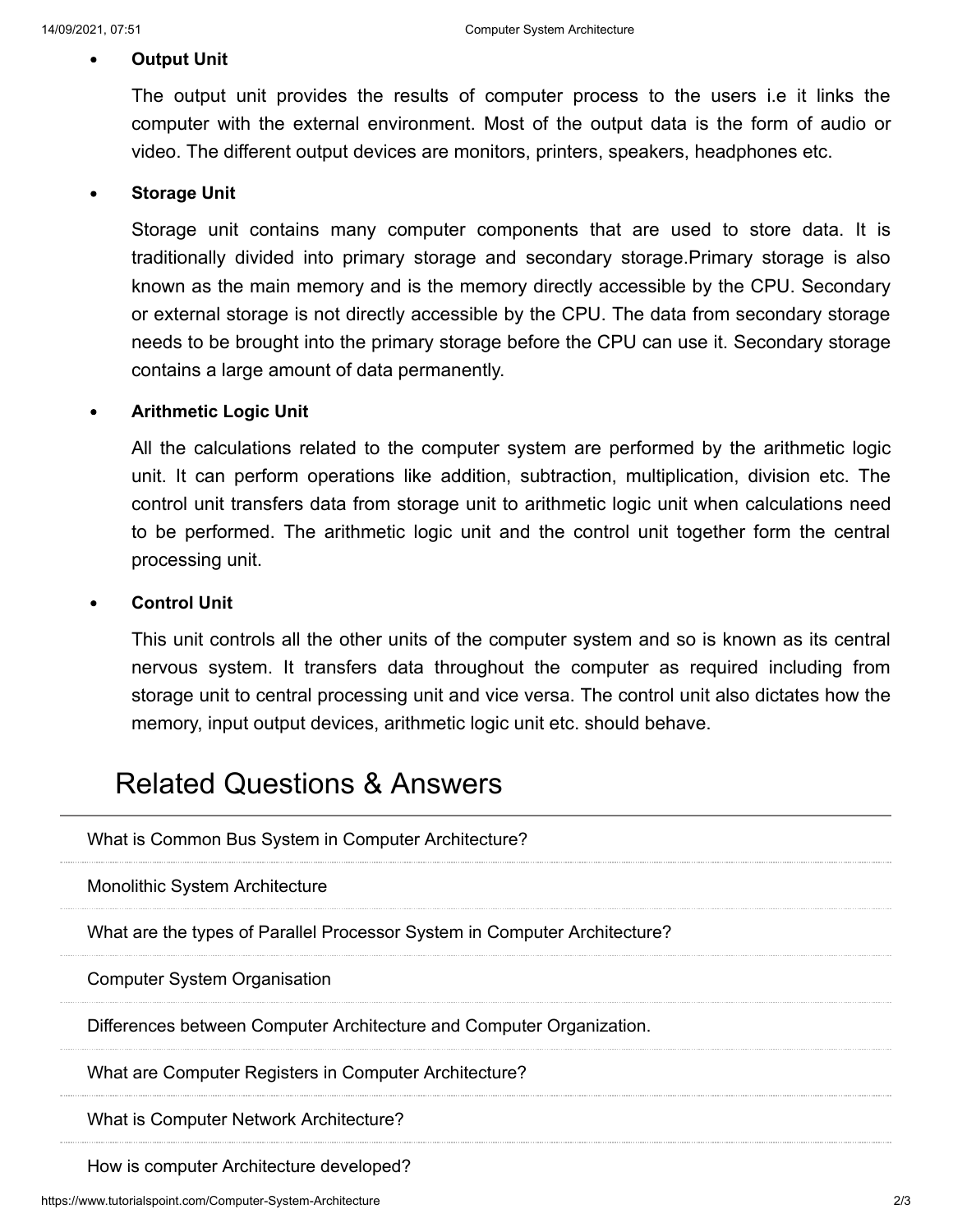- **Output Unit**

  The output unit provides the results of computer process to the users i.e it links the computer with the external environment. Most of the output data is the form of audio or video. The different output devices are monitors, printers, speakers, headphones etc.

- **Storage Unit**

  Storage unit contains many computer components that are used to store data. It is traditionally divided into primary storage and secondary storage.Primary storage is also known as the main memory and is the memory directly accessible by the CPU. Secondary or external storage is not directly accessible by the CPU. The data from secondary storage needs to be brought into the primary storage before the CPU can use it. Secondary storage contains a large amount of data permanently.

- **Arithmetic Logic Unit**

  All the calculations related to the computer system are performed by the arithmetic logic unit. It can perform operations like addition, subtraction, multiplication, division etc. The control unit transfers data from storage unit to arithmetic logic unit when calculations need to be performed. The arithmetic logic unit and the control unit together form the central processing unit.

- **Control Unit**

  This unit controls all the other units of the computer system and so is known as its central nervous system. It transfers data throughout the computer as required including from storage unit to central processing unit and vice versa. The control unit also dictates how the memory, input output devices, arithmetic logic unit etc. should behave.

## Related Questions & Answers

What is Common Bus System in Computer Architecture?

Monolithic System Architecture

What are the types of Parallel Processor System in Computer Architecture?

Computer System Organisation

Differences between Computer Architecture and Computer Organization.

What are Computer Registers in Computer Architecture?

What is Computer Network Architecture?

How is computer Architecture developed?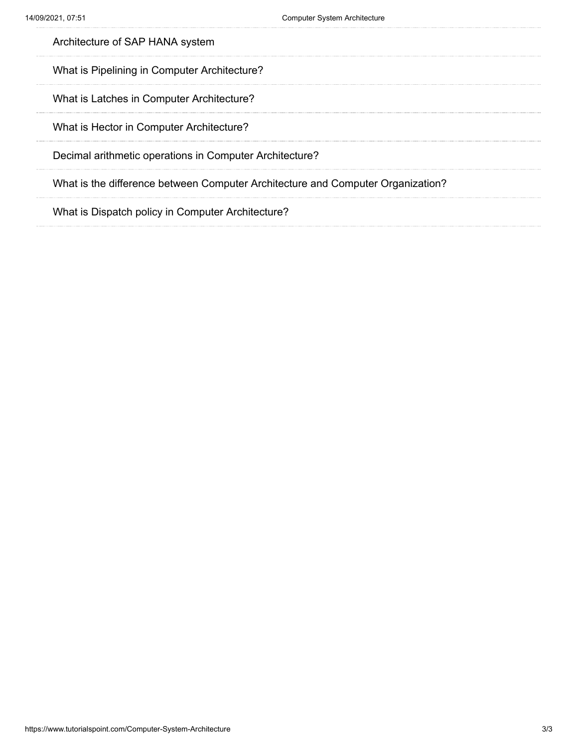Architecture of SAP HANA system

What is Pipelining in Computer Architecture?

What is Latches in Computer Architecture?

What is Hector in Computer Architecture?

Decimal arithmetic operations in Computer Architecture?

What is the difference between Computer Architecture and Computer Organization?

What is Dispatch policy in Computer Architecture?